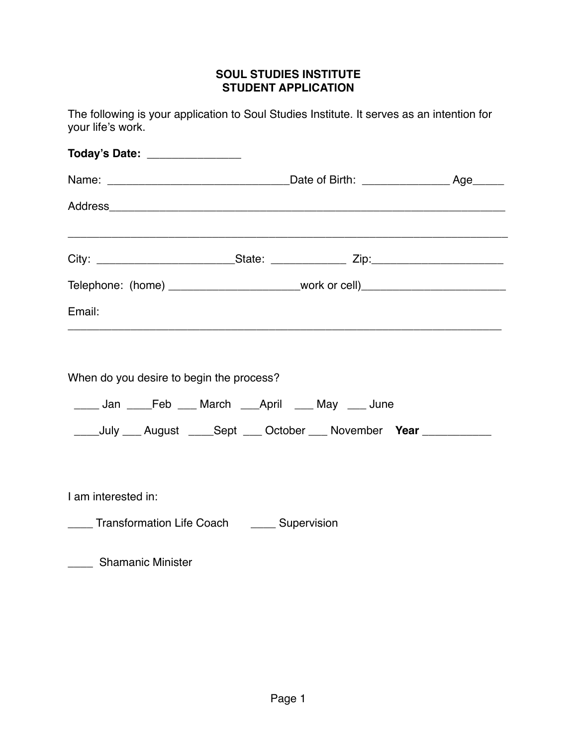# SOUL STUDIES INSTITUTE
## STUDENT APPLICATION

The following is your application to Soul Studies Institute. It serves as an intention for your life's work.

**Today's Date:** _______________

Name: ______________________________Date of Birth: ______________ Age_____

Address_________________________________________________________________

________________________________________________________________________

City: ______________________State: ____________ Zip:_____________________

Telephone: (home) _____________________work or cell)_______________________

Email:
_______________________________________________________________________

When do you desire to begin the process?

____ Jan ____Feb ___ March ___April ___ May ___ June

____July ___ August ____Sept ___ October ___ November **Year** ___________

I am interested in:

____ Transformation Life Coach ____ Supervision

____ Shamanic Minister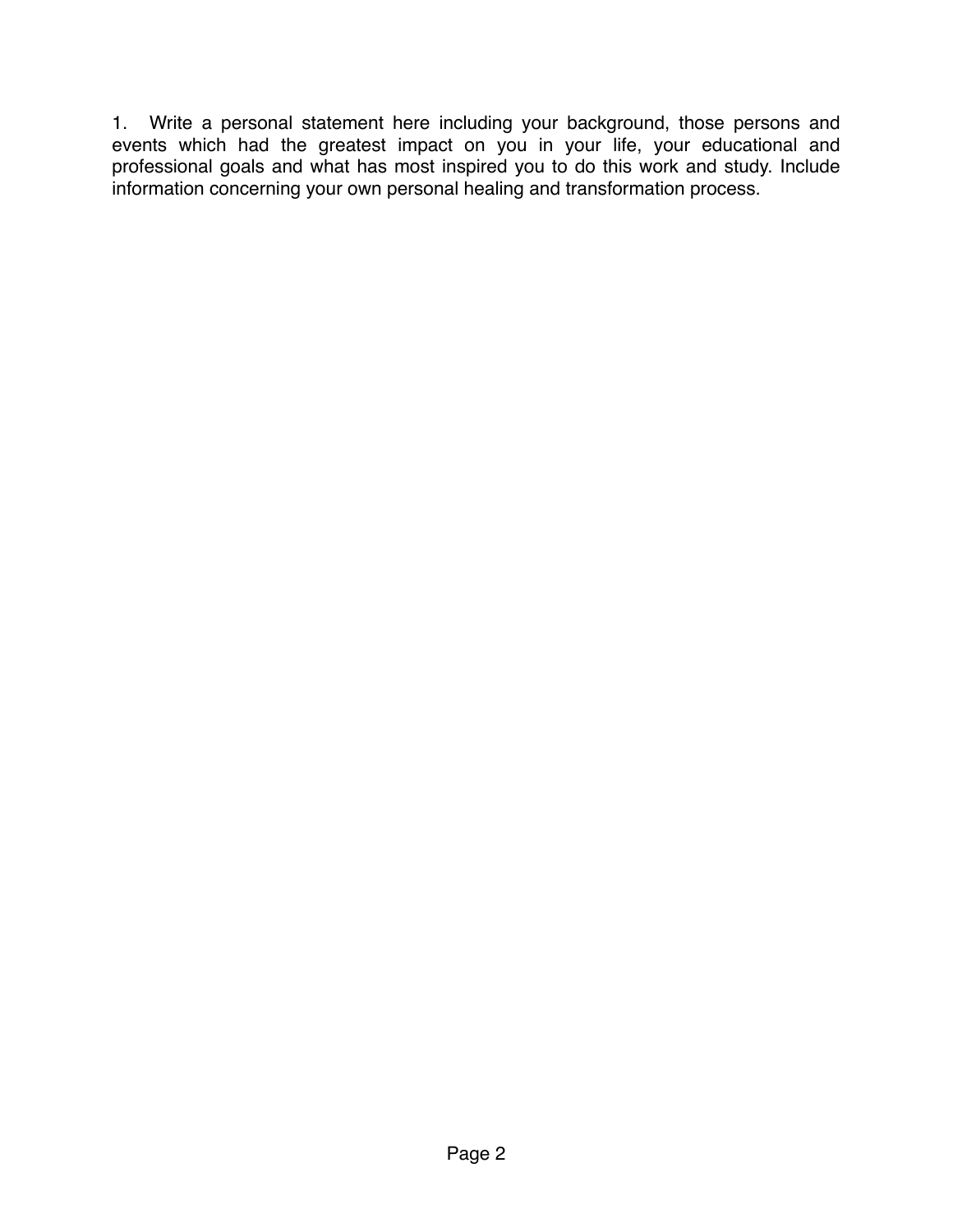1. Write a personal statement here including your background, those persons and events which had the greatest impact on you in your life, your educational and professional goals and what has most inspired you to do this work and study. Include information concerning your own personal healing and transformation process.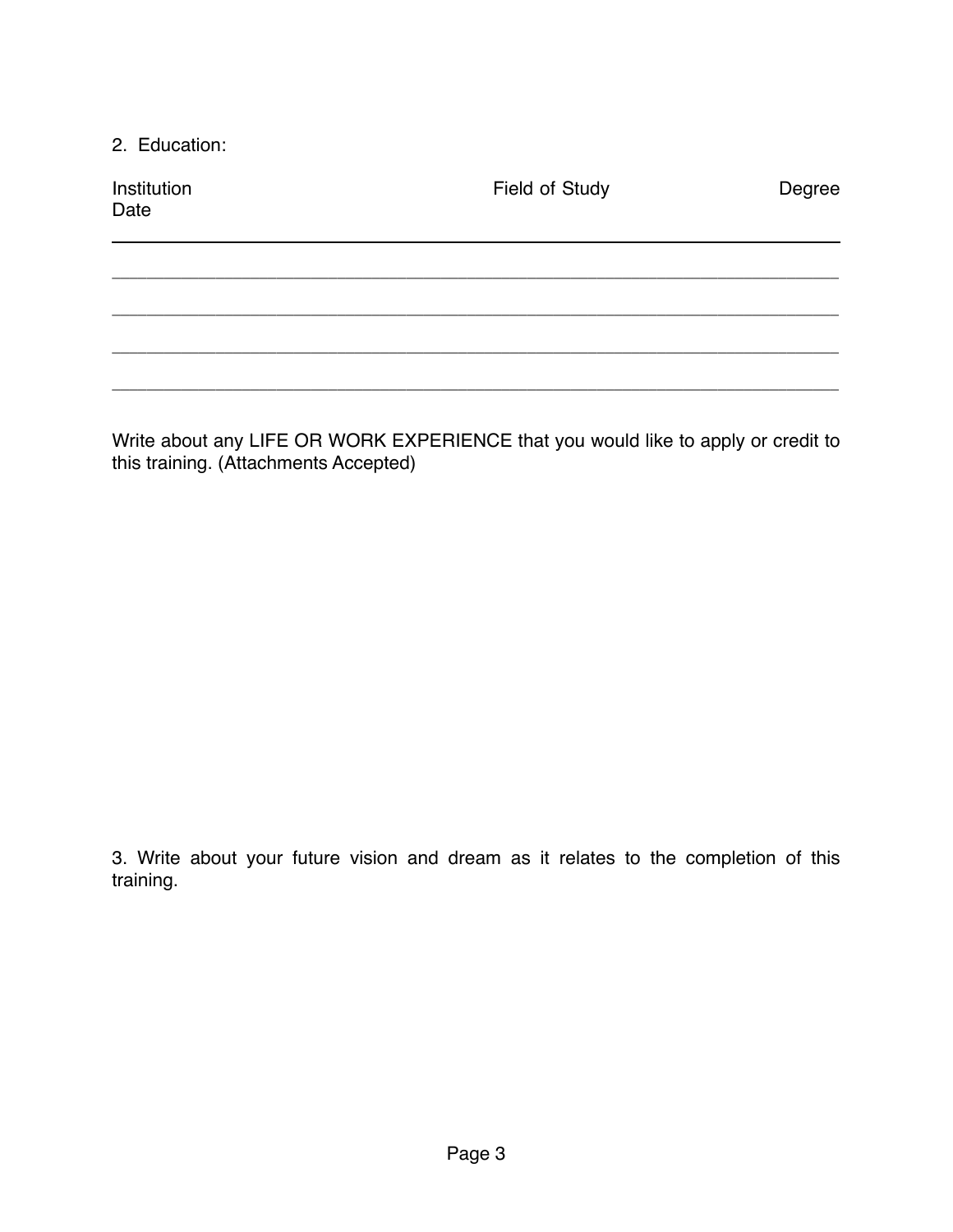2. Education:

| Institution | Field of Study | Degree | Date |
| --- | --- | --- | --- |
| | | | |
| | | | |
| | | | |
| | | | |

Write about any LIFE OR WORK EXPERIENCE that you would like to apply or credit to this training. (Attachments Accepted)

3. Write about your future vision and dream as it relates to the completion of this training.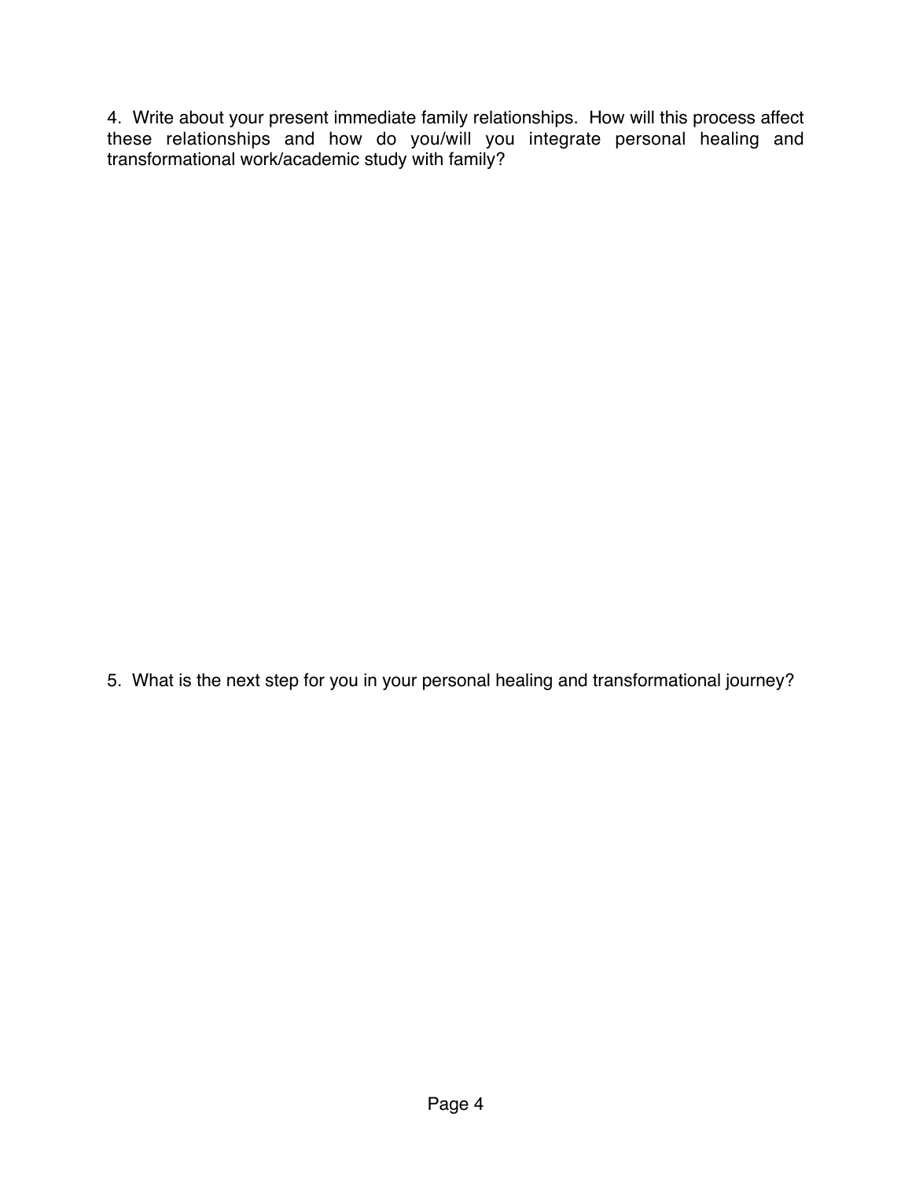4. Write about your present immediate family relationships. How will this process affect these relationships and how do you/will you integrate personal healing and transformational work/academic study with family?

5. What is the next step for you in your personal healing and transformational journey?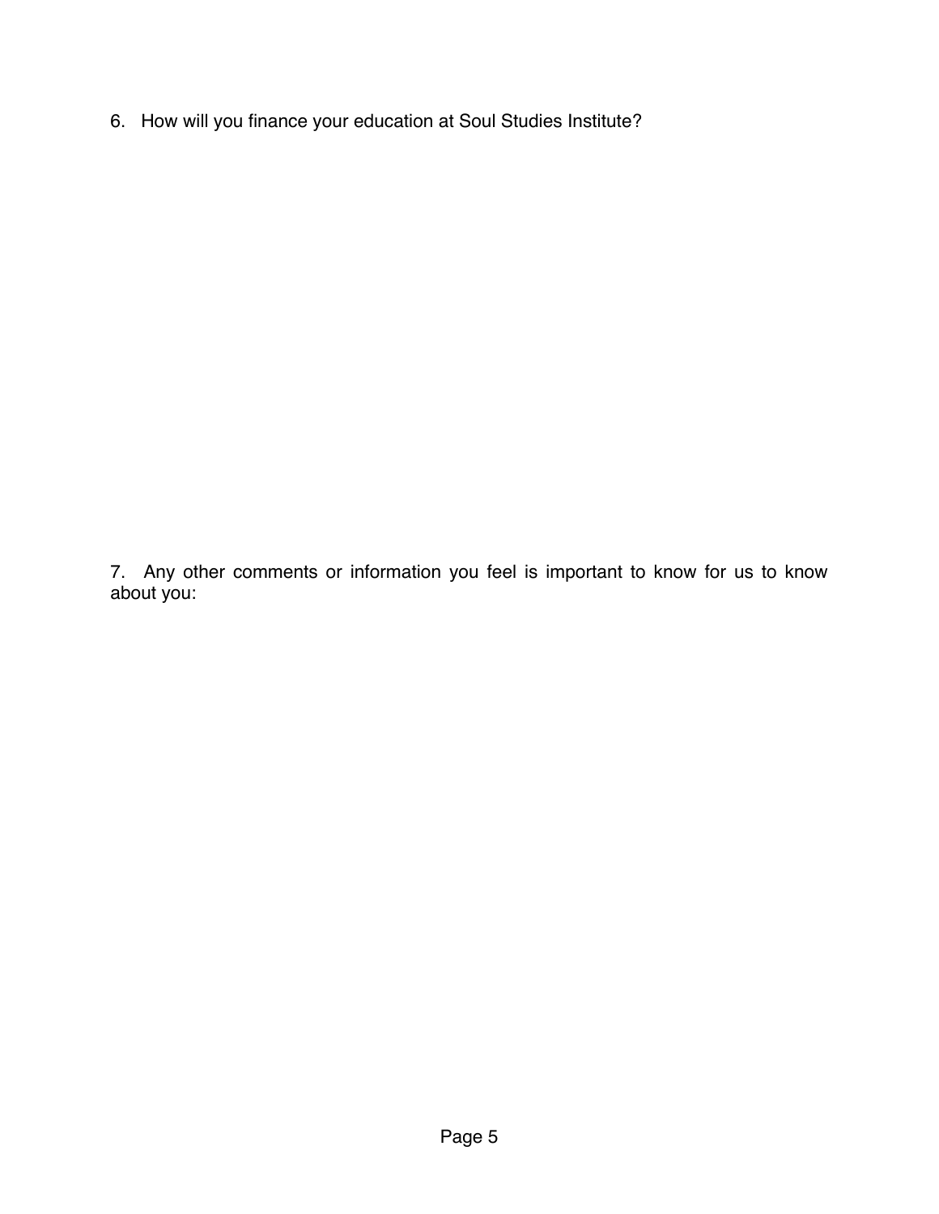6. How will you finance your education at Soul Studies Institute?

7. Any other comments or information you feel is important to know for us to know about you: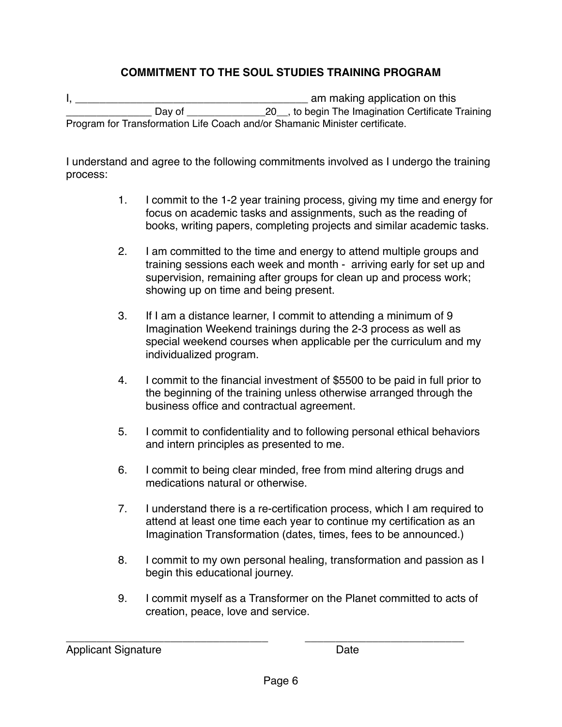### COMMITMENT TO THE SOUL STUDIES TRAINING PROGRAM

I, ______________________________________ am making application on this _______________ Day of ______________20__, to begin The Imagination Certificate Training Program for Transformation Life Coach and/or Shamanic Minister certificate.

I understand and agree to the following commitments involved as I undergo the training process:

1. I commit to the 1-2 year training process, giving my time and energy for focus on academic tasks and assignments, such as the reading of books, writing papers, completing projects and similar academic tasks.
2. I am committed to the time and energy to attend multiple groups and training sessions each week and month - arriving early for set up and supervision, remaining after groups for clean up and process work; showing up on time and being present.
3. If I am a distance learner, I commit to attending a minimum of 9 Imagination Weekend trainings during the 2-3 process as well as special weekend courses when applicable per the curriculum and my individualized program.
4. I commit to the financial investment of $5500 to be paid in full prior to the beginning of the training unless otherwise arranged through the business office and contractual agreement.
5. I commit to confidentiality and to following personal ethical behaviors and intern principles as presented to me.
6. I commit to being clear minded, free from mind altering drugs and medications natural or otherwise.
7. I understand there is a re-certification process, which I am required to attend at least one time each year to continue my certification as an Imagination Transformation (dates, times, fees to be announced.)
8. I commit to my own personal healing, transformation and passion as I begin this educational journey.
9. I commit myself as a Transformer on the Planet committed to acts of creation, peace, love and service.

__________________________________ &nbsp;&nbsp;&nbsp;&nbsp; ___________________________

Applicant Signature &nbsp;&nbsp;&nbsp;&nbsp; Date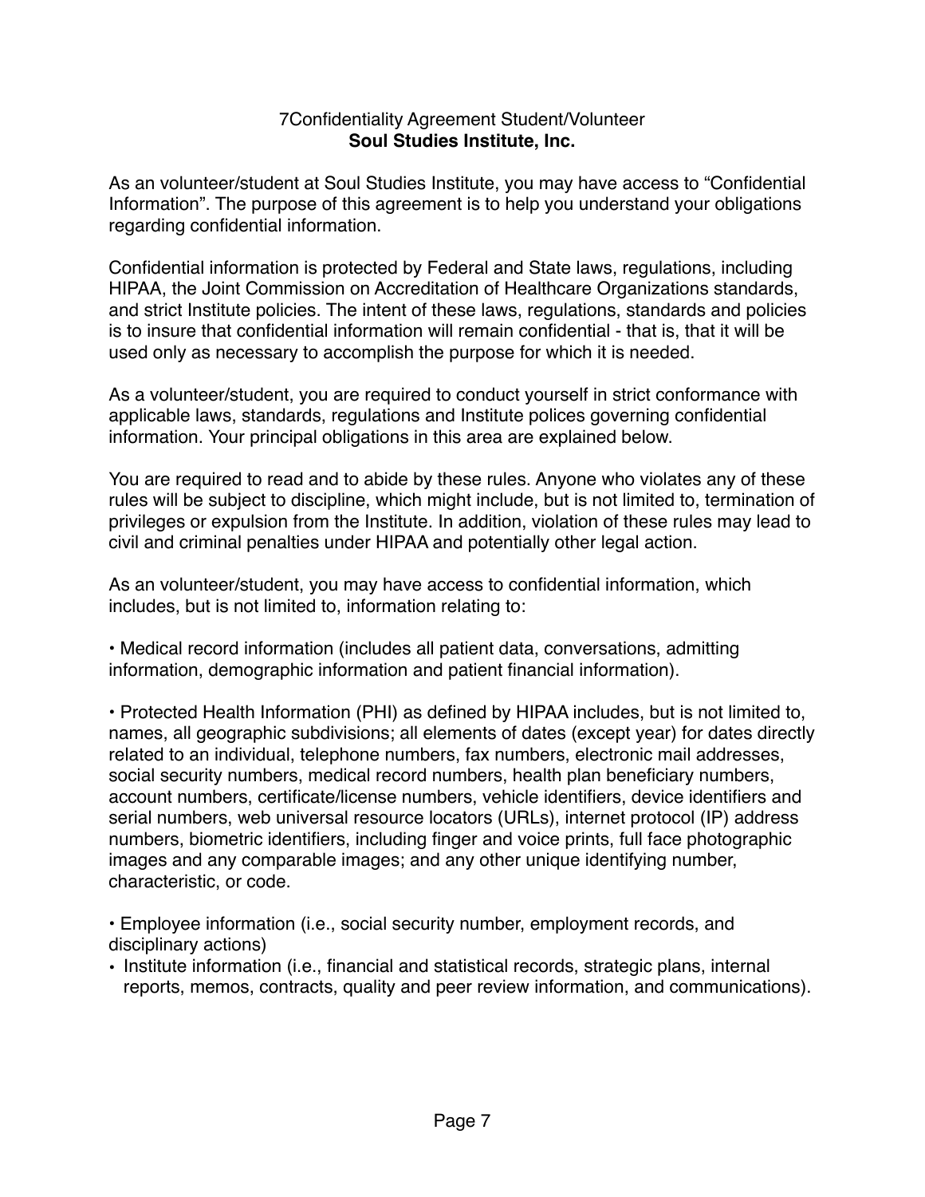7Confidentiality Agreement Student/Volunteer
**Soul Studies Institute, Inc.**

As an volunteer/student at Soul Studies Institute, you may have access to "Confidential Information". The purpose of this agreement is to help you understand your obligations regarding confidential information.

Confidential information is protected by Federal and State laws, regulations, including HIPAA, the Joint Commission on Accreditation of Healthcare Organizations standards, and strict Institute policies. The intent of these laws, regulations, standards and policies is to insure that confidential information will remain confidential - that is, that it will be used only as necessary to accomplish the purpose for which it is needed.

As a volunteer/student, you are required to conduct yourself in strict conformance with applicable laws, standards, regulations and Institute polices governing confidential information. Your principal obligations in this area are explained below.

You are required to read and to abide by these rules. Anyone who violates any of these rules will be subject to discipline, which might include, but is not limited to, termination of privileges or expulsion from the Institute. In addition, violation of these rules may lead to civil and criminal penalties under HIPAA and potentially other legal action.

As an volunteer/student, you may have access to confidential information, which includes, but is not limited to, information relating to:

• Medical record information (includes all patient data, conversations, admitting information, demographic information and patient financial information).

• Protected Health Information (PHI) as defined by HIPAA includes, but is not limited to, names, all geographic subdivisions; all elements of dates (except year) for dates directly related to an individual, telephone numbers, fax numbers, electronic mail addresses, social security numbers, medical record numbers, health plan beneficiary numbers, account numbers, certificate/license numbers, vehicle identifiers, device identifiers and serial numbers, web universal resource locators (URLs), internet protocol (IP) address numbers, biometric identifiers, including finger and voice prints, full face photographic images and any comparable images; and any other unique identifying number, characteristic, or code.

• Employee information (i.e., social security number, employment records, and disciplinary actions)

• Institute information (i.e., financial and statistical records, strategic plans, internal reports, memos, contracts, quality and peer review information, and communications).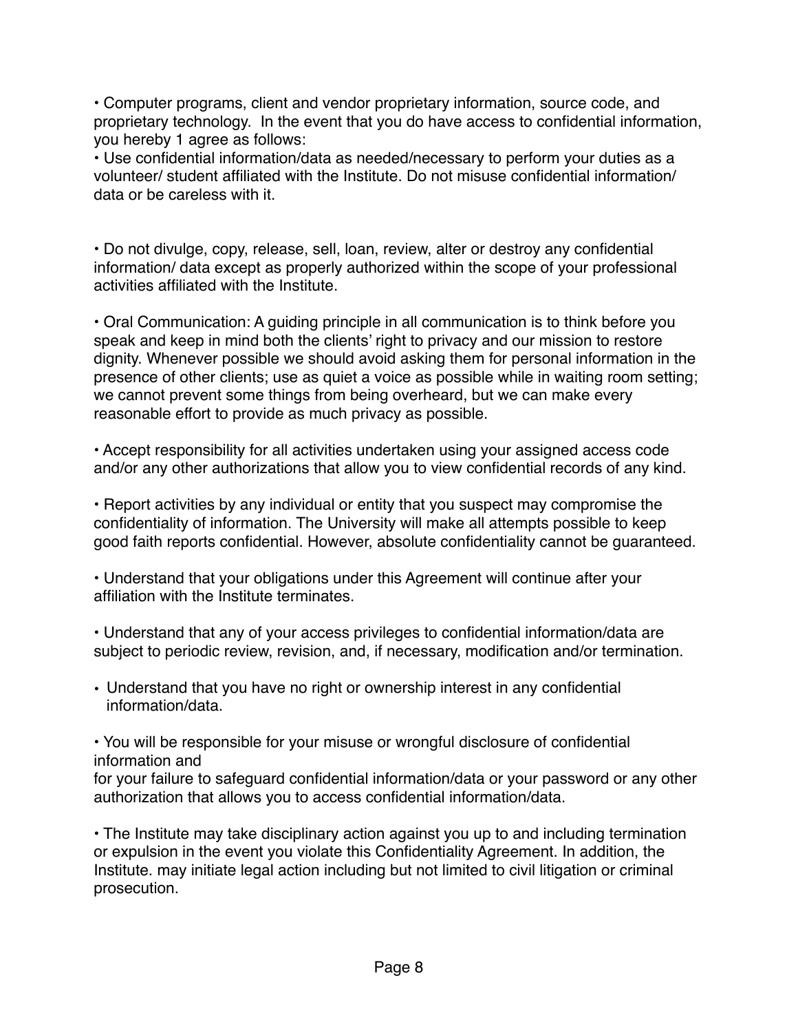- Computer programs, client and vendor proprietary information, source code, and proprietary technology. In the event that you do have access to confidential information, you hereby 1 agree as follows:
- Use confidential information/data as needed/necessary to perform your duties as a volunteer/ student affiliated with the Institute. Do not misuse confidential information/ data or be careless with it.

- Do not divulge, copy, release, sell, loan, review, alter or destroy any confidential information/ data except as properly authorized within the scope of your professional activities affiliated with the Institute.

- Oral Communication: A guiding principle in all communication is to think before you speak and keep in mind both the clients' right to privacy and our mission to restore dignity. Whenever possible we should avoid asking them for personal information in the presence of other clients; use as quiet a voice as possible while in waiting room setting; we cannot prevent some things from being overheard, but we can make every reasonable effort to provide as much privacy as possible.

- Accept responsibility for all activities undertaken using your assigned access code and/or any other authorizations that allow you to view confidential records of any kind.

- Report activities by any individual or entity that you suspect may compromise the confidentiality of information. The University will make all attempts possible to keep good faith reports confidential. However, absolute confidentiality cannot be guaranteed.

- Understand that your obligations under this Agreement will continue after your affiliation with the Institute terminates.

- Understand that any of your access privileges to confidential information/data are subject to periodic review, revision, and, if necessary, modification and/or termination.

- Understand that you have no right or ownership interest in any confidential information/data.

- You will be responsible for your misuse or wrongful disclosure of confidential information and
for your failure to safeguard confidential information/data or your password or any other authorization that allows you to access confidential information/data.

- The Institute may take disciplinary action against you up to and including termination or expulsion in the event you violate this Confidentiality Agreement. In addition, the Institute. may initiate legal action including but not limited to civil litigation or criminal prosecution.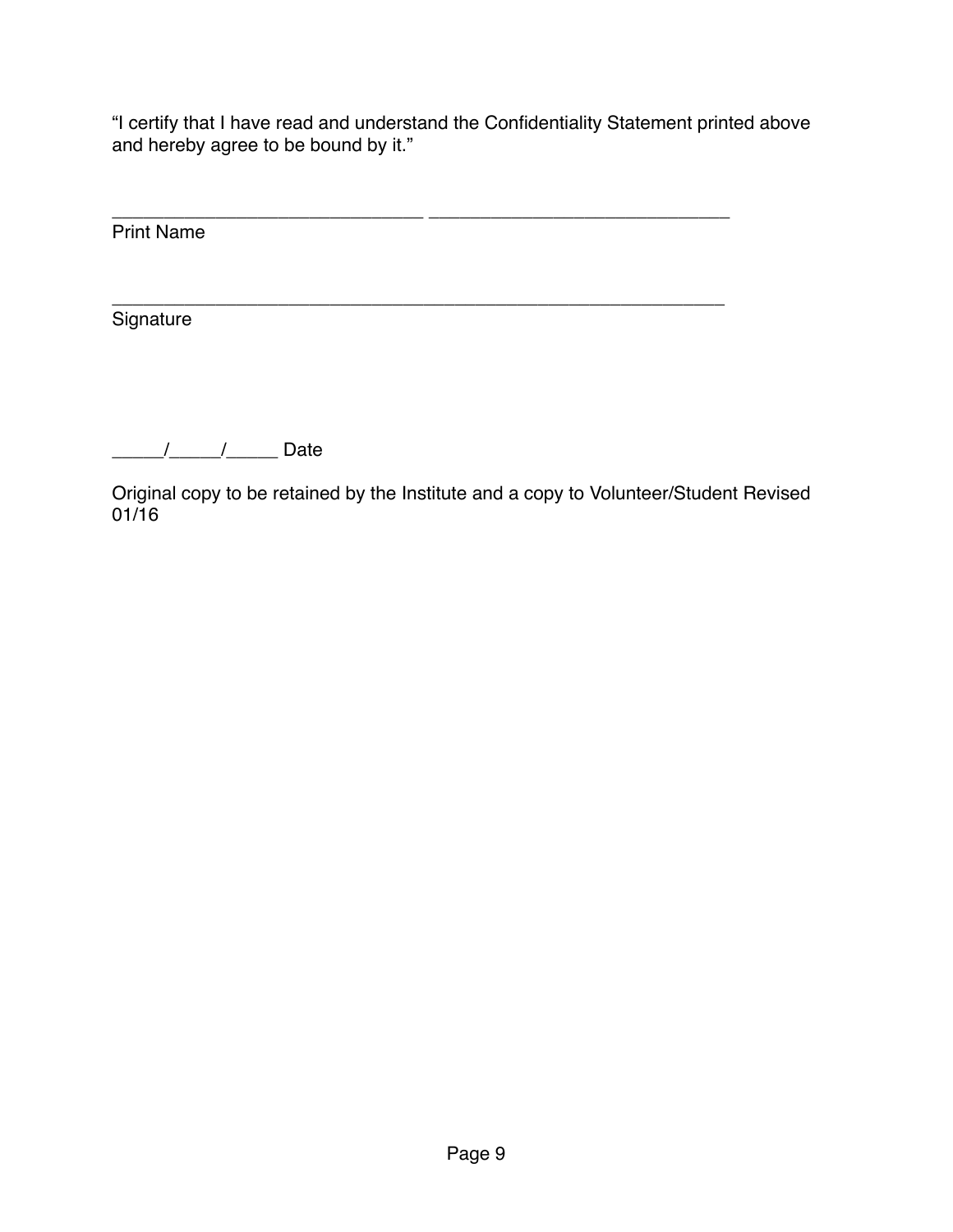"I certify that I have read and understand the Confidentiality Statement printed above and hereby agree to be bound by it."

_______________________________ _____________________________

Print Name

____________________________________________________________

Signature

_____/_____/_____ Date

Original copy to be retained by the Institute and a copy to Volunteer/Student Revised 01/16